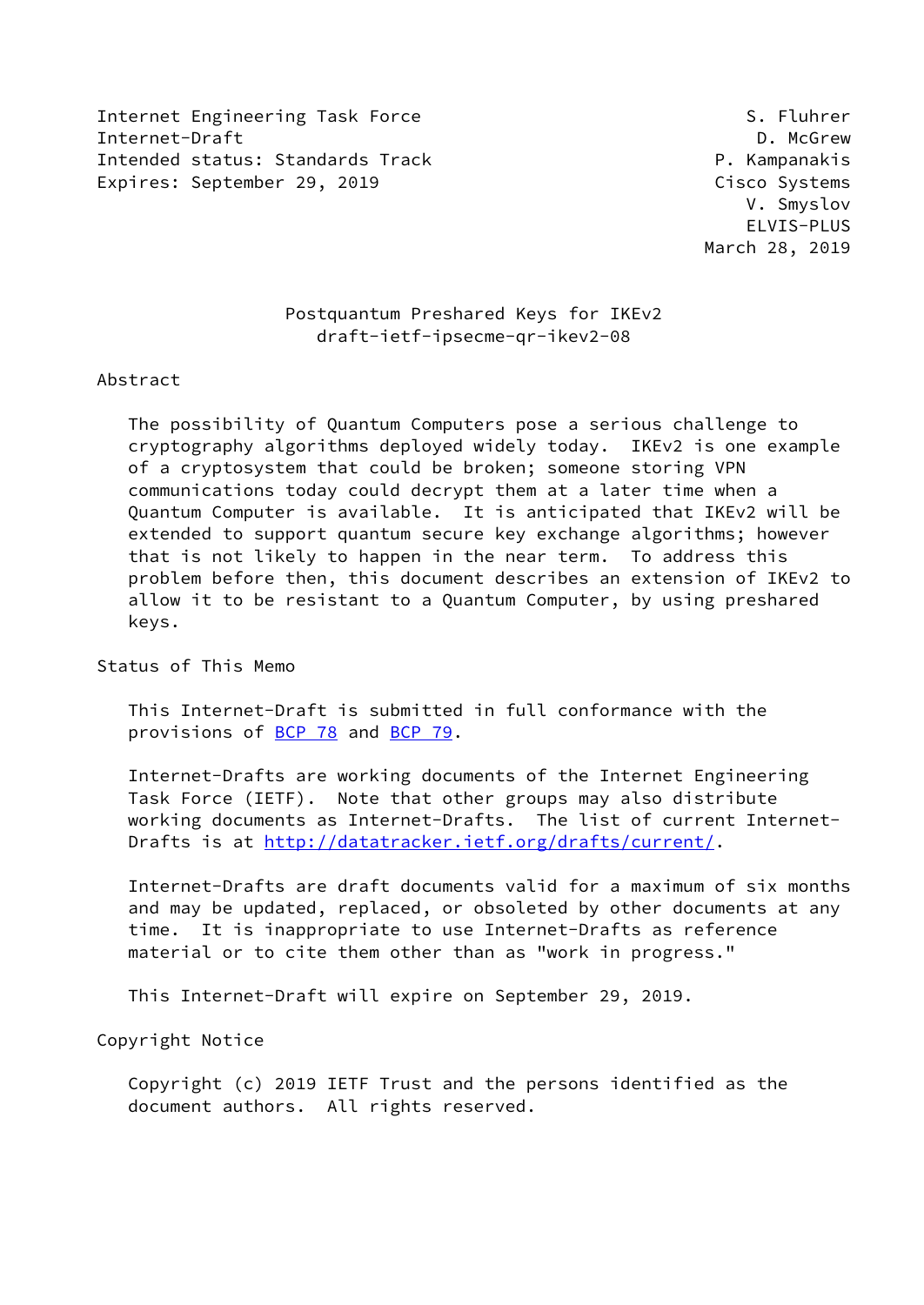Internet Engineering Task Force S. Fluhrer
Internet-Draft D. McGrew
Intended status: Standards Track P. Kampanakis
Expires: September 29, 2019 Cisco Systems
V. Smyslov
ELVIS-PLUS
March 28, 2019

# Postquantum Preshared Keys for IKEv2
draft-ietf-ipsecme-qr-ikev2-08

## Abstract

The possibility of Quantum Computers pose a serious challenge to cryptography algorithms deployed widely today. IKEv2 is one example of a cryptosystem that could be broken; someone storing VPN communications today could decrypt them at a later time when a Quantum Computer is available. It is anticipated that IKEv2 will be extended to support quantum secure key exchange algorithms; however that is not likely to happen in the near term. To address this problem before then, this document describes an extension of IKEv2 to allow it to be resistant to a Quantum Computer, by using preshared keys.

## Status of This Memo

This Internet-Draft is submitted in full conformance with the provisions of BCP 78 and BCP 79.

Internet-Drafts are working documents of the Internet Engineering Task Force (IETF). Note that other groups may also distribute working documents as Internet-Drafts. The list of current Internet-Drafts is at http://datatracker.ietf.org/drafts/current/.

Internet-Drafts are draft documents valid for a maximum of six months and may be updated, replaced, or obsoleted by other documents at any time. It is inappropriate to use Internet-Drafts as reference material or to cite them other than as "work in progress."

This Internet-Draft will expire on September 29, 2019.

## Copyright Notice

Copyright (c) 2019 IETF Trust and the persons identified as the document authors. All rights reserved.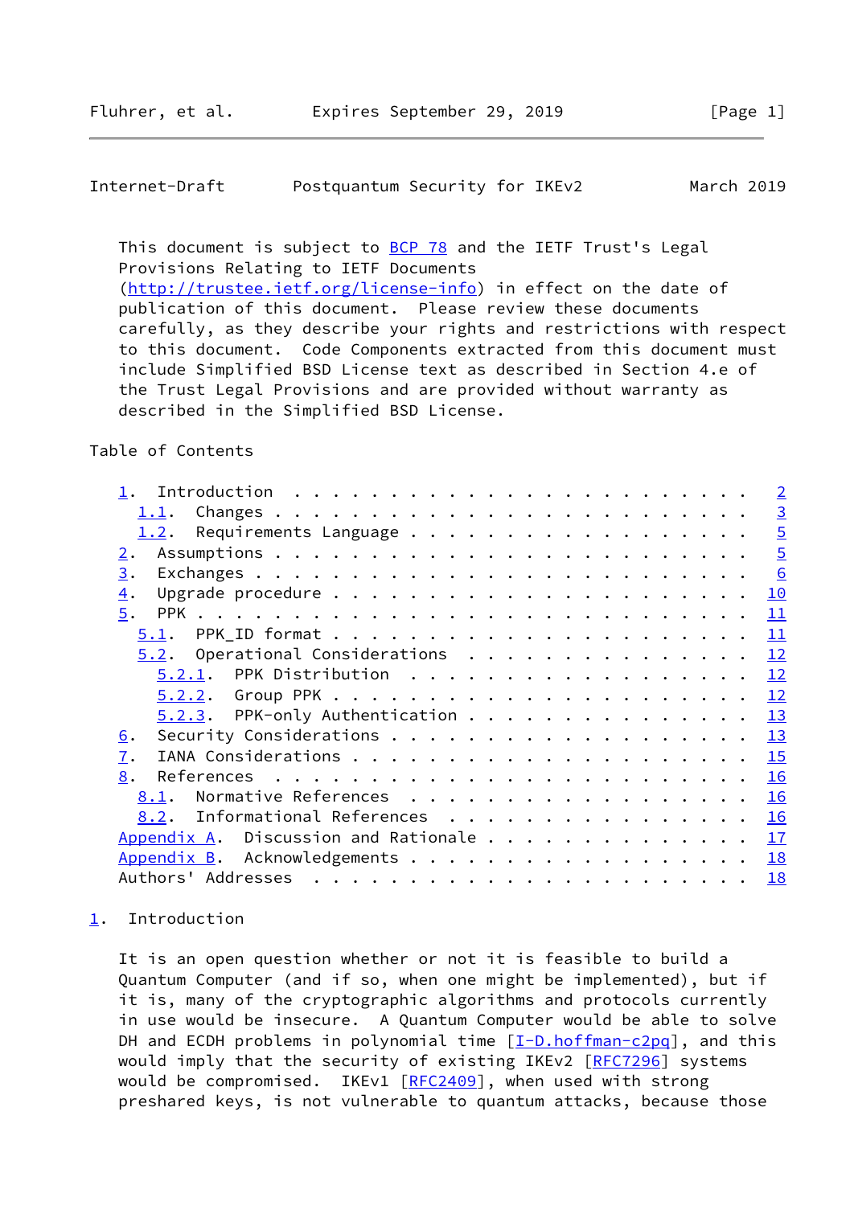This document is subject to BCP 78 and the IETF Trust's Legal Provisions Relating to IETF Documents (http://trustee.ietf.org/license-info) in effect on the date of publication of this document. Please review these documents carefully, as they describe your rights and restrictions with respect to this document. Code Components extracted from this document must include Simplified BSD License text as described in Section 4.e of the Trust Legal Provisions and are provided without warranty as described in the Simplified BSD License.

Table of Contents

```
   1.  Introduction . . . . . . . . . . . . . . . . . . . . . . . .   2
     1.1.  Changes . . . . . . . . . . . . . . . . . . . . . . . . .   3
     1.2.  Requirements Language . . . . . . . . . . . . . . . . . .   5
   2.  Assumptions . . . . . . . . . . . . . . . . . . . . . . . . .   5
   3.  Exchanges . . . . . . . . . . . . . . . . . . . . . . . . . .   6
   4.  Upgrade procedure . . . . . . . . . . . . . . . . . . . . . .  10
   5.  PPK . . . . . . . . . . . . . . . . . . . . . . . . . . . . .  11
     5.1.  PPK_ID format . . . . . . . . . . . . . . . . . . . . . .  11
     5.2.  Operational Considerations  . . . . . . . . . . . . . . .  12
       5.2.1.  PPK Distribution  . . . . . . . . . . . . . . . . . .  12
       5.2.2.  Group PPK . . . . . . . . . . . . . . . . . . . . . .  12
       5.2.3.  PPK-only Authentication . . . . . . . . . . . . . . .  13
   6.  Security Considerations . . . . . . . . . . . . . . . . . . .  13
   7.  IANA Considerations . . . . . . . . . . . . . . . . . . . . .  15
   8.  References  . . . . . . . . . . . . . . . . . . . . . . . . .  16
     8.1.  Normative References  . . . . . . . . . . . . . . . . . .  16
     8.2.  Informational References  . . . . . . . . . . . . . . . .  16
   Appendix A.  Discussion and Rationale . . . . . . . . . . . . . .  17
   Appendix B.  Acknowledgements . . . . . . . . . . . . . . . . . .  18
   Authors' Addresses  . . . . . . . . . . . . . . . . . . . . . . .  18
```

## 1. Introduction

It is an open question whether or not it is feasible to build a Quantum Computer (and if so, when one might be implemented), but if it is, many of the cryptographic algorithms and protocols currently in use would be insecure. A Quantum Computer would be able to solve DH and ECDH problems in polynomial time [I-D.hoffman-c2pq], and this would imply that the security of existing IKEv2 [RFC7296] systems would be compromised. IKEv1 [RFC2409], when used with strong preshared keys, is not vulnerable to quantum attacks, because those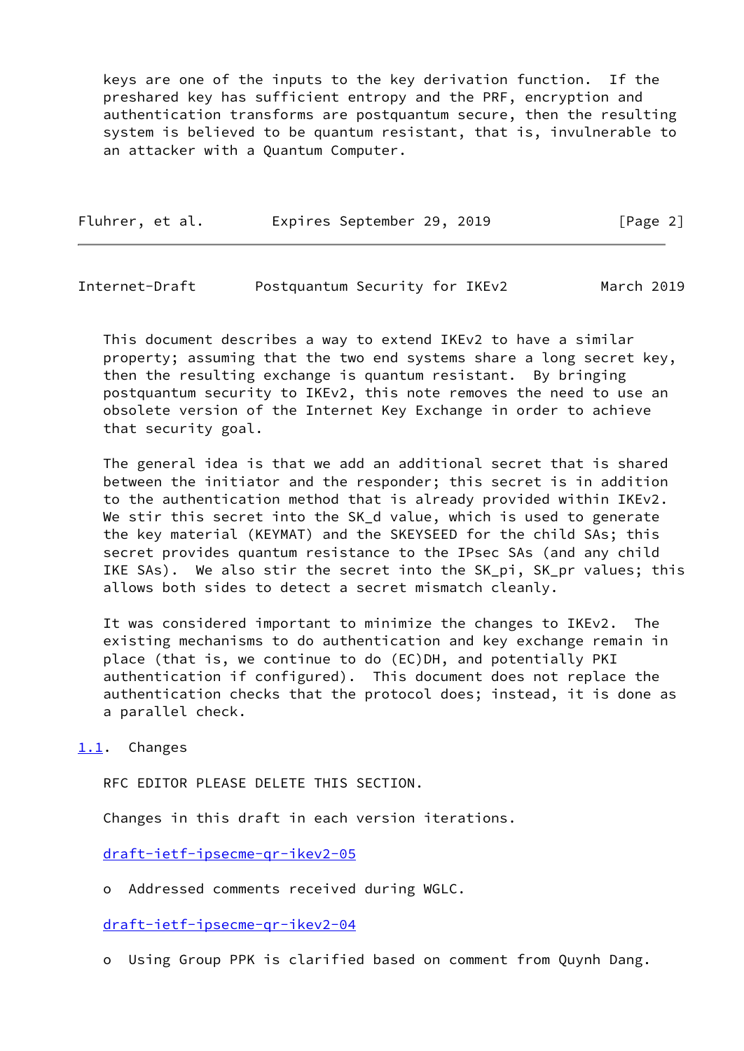keys are one of the inputs to the key derivation function. If the preshared key has sufficient entropy and the PRF, encryption and authentication transforms are postquantum secure, then the resulting system is believed to be quantum resistant, that is, invulnerable to an attacker with a Quantum Computer.

This document describes a way to extend IKEv2 to have a similar property; assuming that the two end systems share a long secret key, then the resulting exchange is quantum resistant. By bringing postquantum security to IKEv2, this note removes the need to use an obsolete version of the Internet Key Exchange in order to achieve that security goal.

The general idea is that we add an additional secret that is shared between the initiator and the responder; this secret is in addition to the authentication method that is already provided within IKEv2. We stir this secret into the SK_d value, which is used to generate the key material (KEYMAT) and the SKEYSEED for the child SAs; this secret provides quantum resistance to the IPsec SAs (and any child IKE SAs). We also stir the secret into the SK_pi, SK_pr values; this allows both sides to detect a secret mismatch cleanly.

It was considered important to minimize the changes to IKEv2. The existing mechanisms to do authentication and key exchange remain in place (that is, we continue to do (EC)DH, and potentially PKI authentication if configured). This document does not replace the authentication checks that the protocol does; instead, it is done as a parallel check.

## 1.1. Changes

RFC EDITOR PLEASE DELETE THIS SECTION.

Changes in this draft in each version iterations.

draft-ietf-ipsecme-qr-ikev2-05

- Addressed comments received during WGLC.

draft-ietf-ipsecme-qr-ikev2-04

- Using Group PPK is clarified based on comment from Quynh Dang.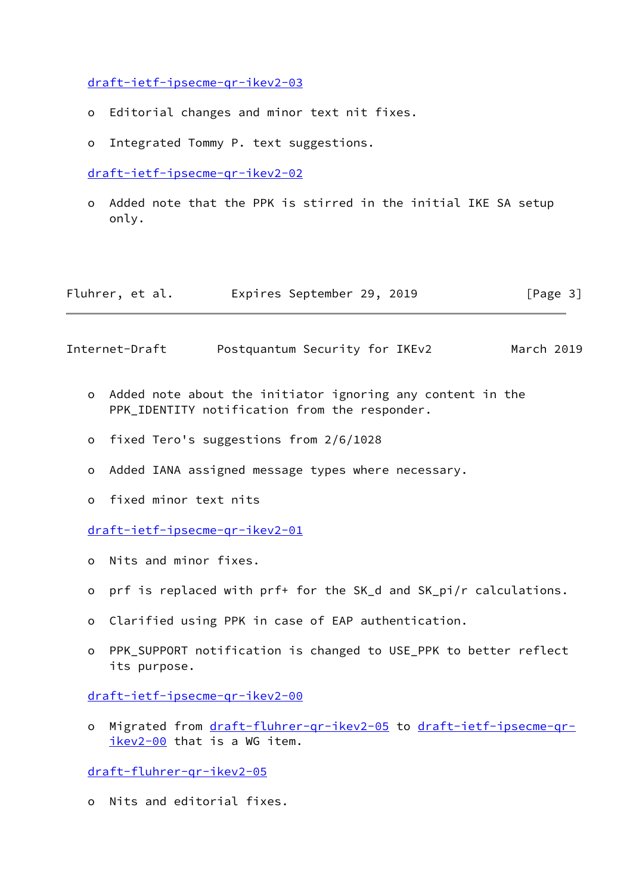draft-ietf-ipsecme-qr-ikev2-03

- Editorial changes and minor text nit fixes.

- Integrated Tommy P. text suggestions.

draft-ietf-ipsecme-qr-ikev2-02

- Added note that the PPK is stirred in the initial IKE SA setup only.

- Added note about the initiator ignoring any content in the PPK_IDENTITY notification from the responder.

- fixed Tero's suggestions from 2/6/1028

- Added IANA assigned message types where necessary.

- fixed minor text nits

draft-ietf-ipsecme-qr-ikev2-01

- Nits and minor fixes.

- prf is replaced with prf+ for the SK_d and SK_pi/r calculations.

- Clarified using PPK in case of EAP authentication.

- PPK_SUPPORT notification is changed to USE_PPK to better reflect its purpose.

draft-ietf-ipsecme-qr-ikev2-00

- Migrated from draft-fluhrer-qr-ikev2-05 to draft-ietf-ipsecme-qr-ikev2-00 that is a WG item.

draft-fluhrer-qr-ikev2-05

- Nits and editorial fixes.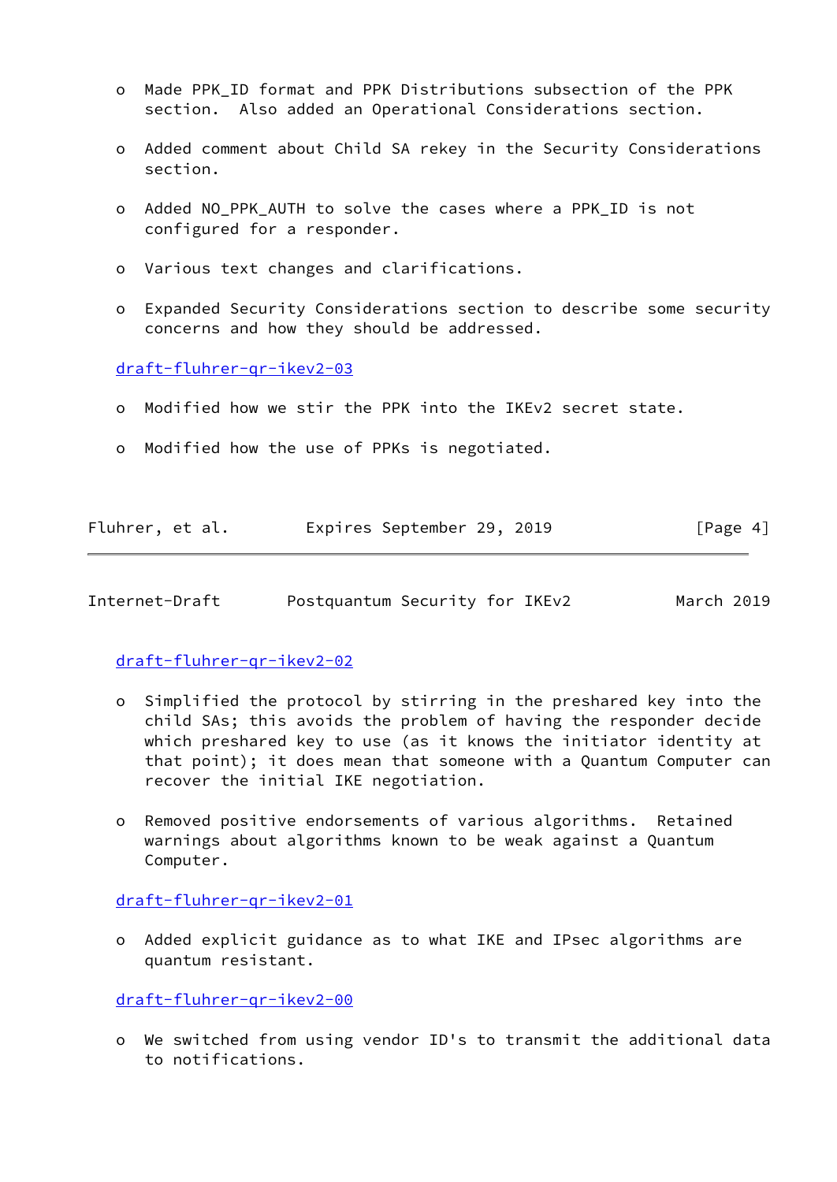- Made PPK_ID format and PPK Distributions subsection of the PPK section. Also added an Operational Considerations section.

- Added comment about Child SA rekey in the Security Considerations section.

- Added NO_PPK_AUTH to solve the cases where a PPK_ID is not configured for a responder.

- Various text changes and clarifications.

- Expanded Security Considerations section to describe some security concerns and how they should be addressed.

draft-fluhrer-qr-ikev2-03

- Modified how we stir the PPK into the IKEv2 secret state.

- Modified how the use of PPKs is negotiated.

draft-fluhrer-qr-ikev2-02

- Simplified the protocol by stirring in the preshared key into the child SAs; this avoids the problem of having the responder decide which preshared key to use (as it knows the initiator identity at that point); it does mean that someone with a Quantum Computer can recover the initial IKE negotiation.

- Removed positive endorsements of various algorithms. Retained warnings about algorithms known to be weak against a Quantum Computer.

draft-fluhrer-qr-ikev2-01

- Added explicit guidance as to what IKE and IPsec algorithms are quantum resistant.

draft-fluhrer-qr-ikev2-00

- We switched from using vendor ID's to transmit the additional data to notifications.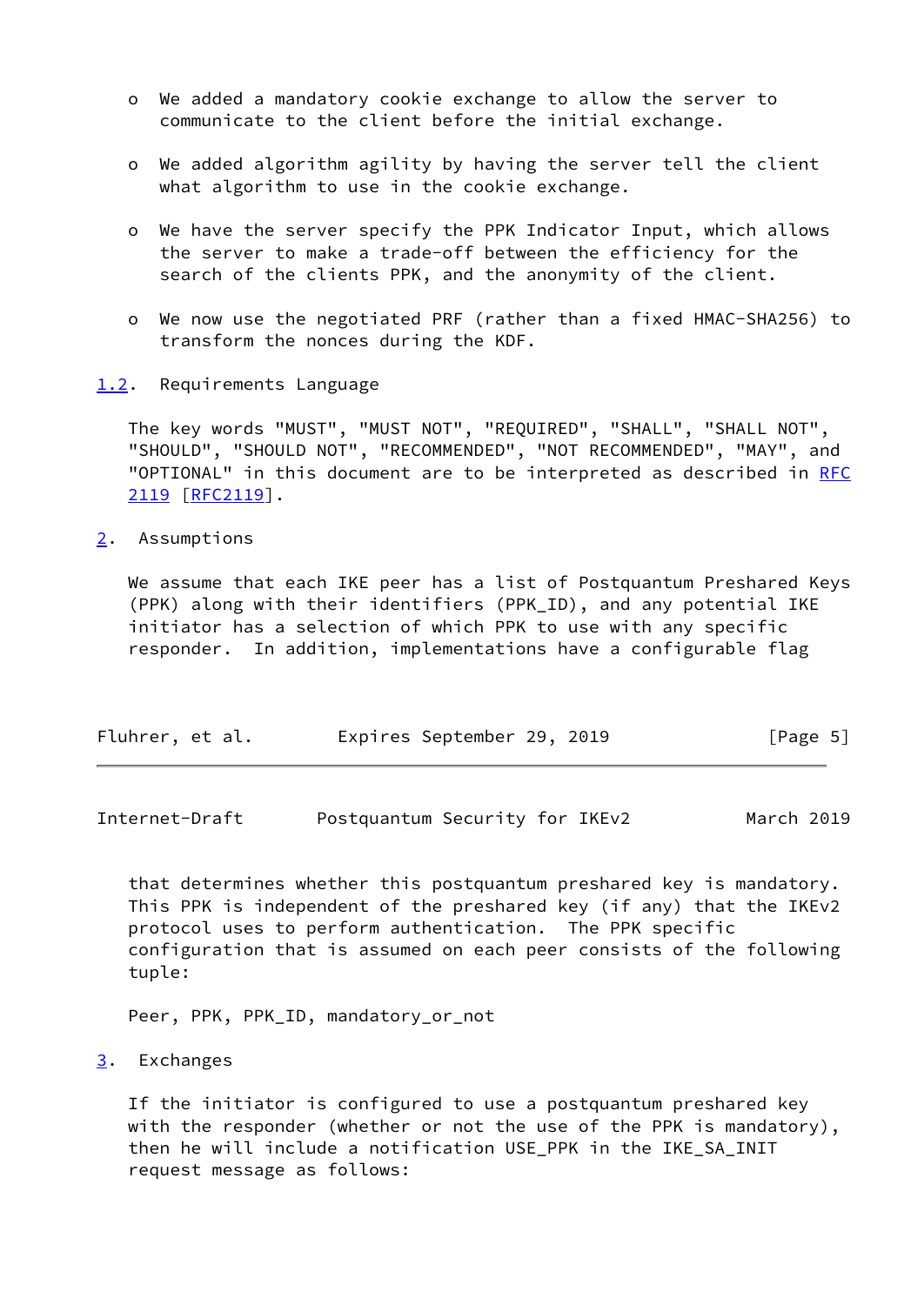- We added a mandatory cookie exchange to allow the server to communicate to the client before the initial exchange.

- We added algorithm agility by having the server tell the client what algorithm to use in the cookie exchange.

- We have the server specify the PPK Indicator Input, which allows the server to make a trade-off between the efficiency for the search of the clients PPK, and the anonymity of the client.

- We now use the negotiated PRF (rather than a fixed HMAC-SHA256) to transform the nonces during the KDF.

### 1.2. Requirements Language

The key words "MUST", "MUST NOT", "REQUIRED", "SHALL", "SHALL NOT", "SHOULD", "SHOULD NOT", "RECOMMENDED", "NOT RECOMMENDED", "MAY", and "OPTIONAL" in this document are to be interpreted as described in RFC 2119 [RFC2119].

## 2. Assumptions

We assume that each IKE peer has a list of Postquantum Preshared Keys (PPK) along with their identifiers (PPK_ID), and any potential IKE initiator has a selection of which PPK to use with any specific responder. In addition, implementations have a configurable flag that determines whether this postquantum preshared key is mandatory. This PPK is independent of the preshared key (if any) that the IKEv2 protocol uses to perform authentication. The PPK specific configuration that is assumed on each peer consists of the following tuple:

```
Peer, PPK, PPK_ID, mandatory_or_not
```

## 3. Exchanges

If the initiator is configured to use a postquantum preshared key with the responder (whether or not the use of the PPK is mandatory), then he will include a notification USE_PPK in the IKE_SA_INIT request message as follows: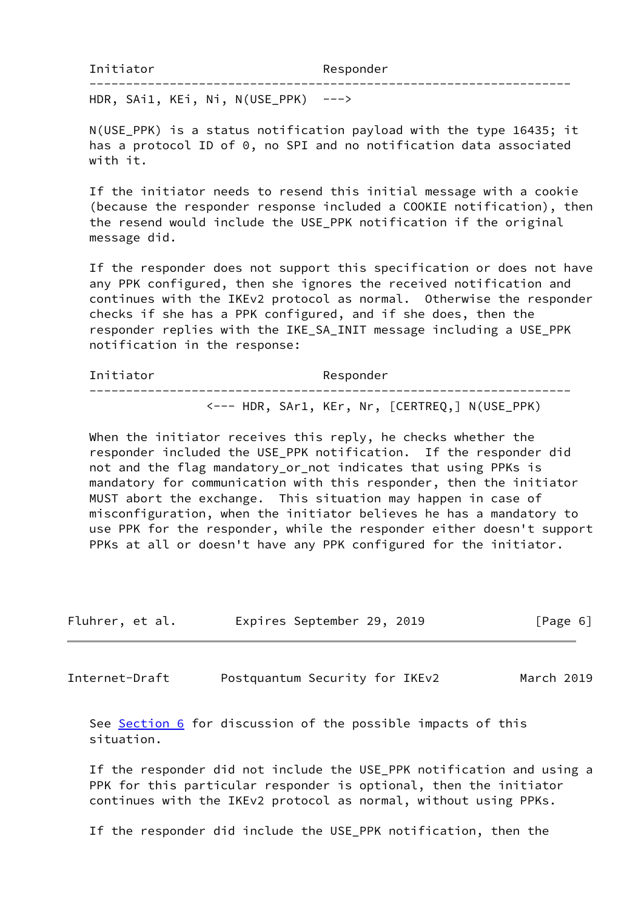```
Initiator                       Responder
------------------------------------------------------------------
HDR, SAi1, KEi, Ni, N(USE_PPK)  --->
```

N(USE_PPK) is a status notification payload with the type 16435; it has a protocol ID of 0, no SPI and no notification data associated with it.

If the initiator needs to resend this initial message with a cookie (because the responder response included a COOKIE notification), then the resend would include the USE_PPK notification if the original message did.

If the responder does not support this specification or does not have any PPK configured, then she ignores the received notification and continues with the IKEv2 protocol as normal. Otherwise the responder checks if she has a PPK configured, and if she does, then the responder replies with the IKE_SA_INIT message including a USE_PPK notification in the response:

```
Initiator                       Responder
------------------------------------------------------------------
                <--- HDR, SAr1, KEr, Nr, [CERTREQ,] N(USE_PPK)
```

When the initiator receives this reply, he checks whether the responder included the USE_PPK notification. If the responder did not and the flag mandatory_or_not indicates that using PPKs is mandatory for communication with this responder, then the initiator MUST abort the exchange. This situation may happen in case of misconfiguration, when the initiator believes he has a mandatory to use PPK for the responder, while the responder either doesn't support PPKs at all or doesn't have any PPK configured for the initiator.

See Section 6 for discussion of the possible impacts of this situation.

If the responder did not include the USE_PPK notification and using a PPK for this particular responder is optional, then the initiator continues with the IKEv2 protocol as normal, without using PPKs.

If the responder did include the USE_PPK notification, then the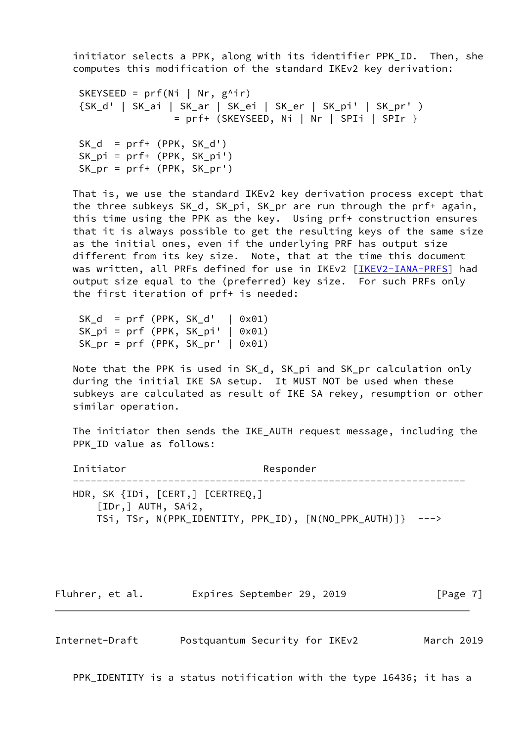initiator selects a PPK, along with its identifier PPK_ID. Then, she computes this modification of the standard IKEv2 key derivation:

```
SKEYSEED = prf(Ni | Nr, g^ir)
{SK_d' | SK_ai | SK_ar | SK_ei | SK_er | SK_pi' | SK_pr' )
                = prf+ (SKEYSEED, Ni | Nr | SPIi | SPIr }

SK_d  = prf+ (PPK, SK_d')
SK_pi = prf+ (PPK, SK_pi')
SK_pr = prf+ (PPK, SK_pr')
```

That is, we use the standard IKEv2 key derivation process except that the three subkeys SK_d, SK_pi, SK_pr are run through the prf+ again, this time using the PPK as the key. Using prf+ construction ensures that it is always possible to get the resulting keys of the same size as the initial ones, even if the underlying PRF has output size different from its key size. Note, that at the time this document was written, all PRFs defined for use in IKEv2 [IKEV2-IANA-PRFS] had output size equal to the (preferred) key size. For such PRFs only the first iteration of prf+ is needed:

```
SK_d  = prf (PPK, SK_d'  | 0x01)
SK_pi = prf (PPK, SK_pi' | 0x01)
SK_pr = prf (PPK, SK_pr' | 0x01)
```

Note that the PPK is used in SK_d, SK_pi and SK_pr calculation only during the initial IKE SA setup. It MUST NOT be used when these subkeys are calculated as result of IKE SA rekey, resumption or other similar operation.

The initiator then sends the IKE_AUTH request message, including the PPK_ID value as follows:

```
Initiator                         Responder
------------------------------------------------------------------
HDR, SK {IDi, [CERT,] [CERTREQ,]
    [IDr,] AUTH, SAi2,
    TSi, TSr, N(PPK_IDENTITY, PPK_ID), [N(NO_PPK_AUTH)]}  --->
```

PPK_IDENTITY is a status notification with the type 16436; it has a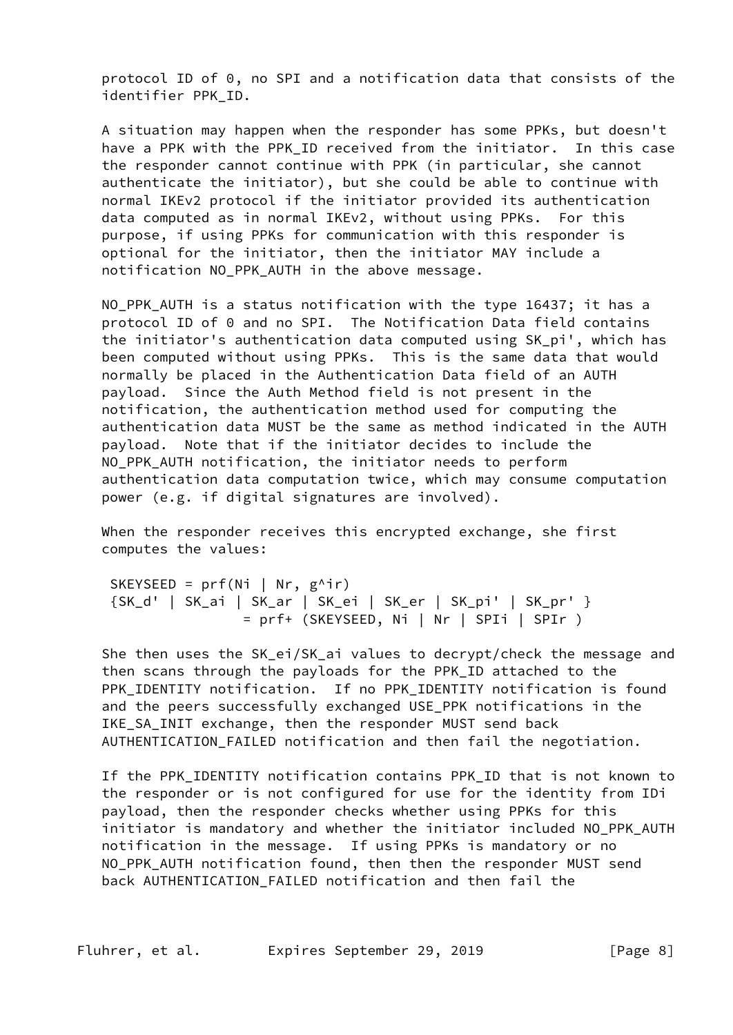protocol ID of 0, no SPI and a notification data that consists of the identifier PPK_ID.

A situation may happen when the responder has some PPKs, but doesn't have a PPK with the PPK_ID received from the initiator. In this case the responder cannot continue with PPK (in particular, she cannot authenticate the initiator), but she could be able to continue with normal IKEv2 protocol if the initiator provided its authentication data computed as in normal IKEv2, without using PPKs. For this purpose, if using PPKs for communication with this responder is optional for the initiator, then the initiator MAY include a notification NO_PPK_AUTH in the above message.

NO_PPK_AUTH is a status notification with the type 16437; it has a protocol ID of 0 and no SPI. The Notification Data field contains the initiator's authentication data computed using SK_pi', which has been computed without using PPKs. This is the same data that would normally be placed in the Authentication Data field of an AUTH payload. Since the Auth Method field is not present in the notification, the authentication method used for computing the authentication data MUST be the same as method indicated in the AUTH payload. Note that if the initiator decides to include the NO_PPK_AUTH notification, the initiator needs to perform authentication data computation twice, which may consume computation power (e.g. if digital signatures are involved).

When the responder receives this encrypted exchange, she first computes the values:

```
 SKEYSEED = prf(Ni | Nr, g^ir)
 {SK_d' | SK_ai | SK_ar | SK_ei | SK_er | SK_pi' | SK_pr' }
                 = prf+ (SKEYSEED, Ni | Nr | SPIi | SPIr )
```

She then uses the SK_ei/SK_ai values to decrypt/check the message and then scans through the payloads for the PPK_ID attached to the PPK_IDENTITY notification. If no PPK_IDENTITY notification is found and the peers successfully exchanged USE_PPK notifications in the IKE_SA_INIT exchange, then the responder MUST send back AUTHENTICATION_FAILED notification and then fail the negotiation.

If the PPK_IDENTITY notification contains PPK_ID that is not known to the responder or is not configured for use for the identity from IDi payload, then the responder checks whether using PPKs for this initiator is mandatory and whether the initiator included NO_PPK_AUTH notification in the message. If using PPKs is mandatory or no NO_PPK_AUTH notification found, then then the responder MUST send back AUTHENTICATION_FAILED notification and then fail the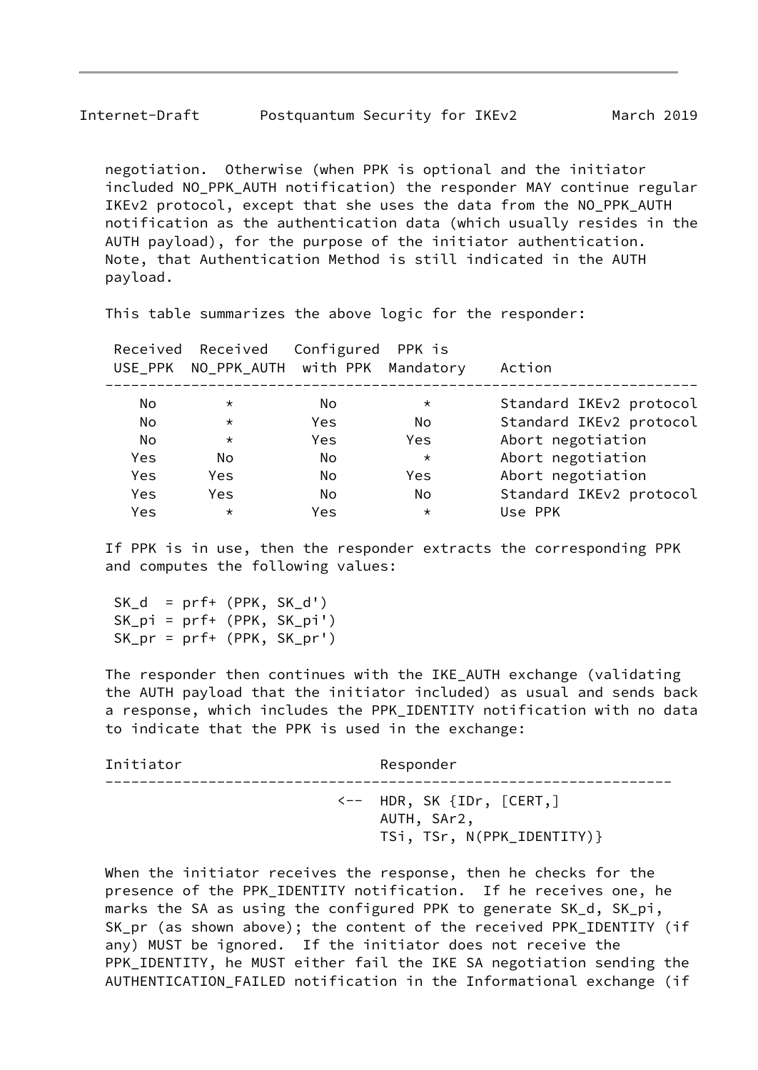negotiation. Otherwise (when PPK is optional and the initiator included NO_PPK_AUTH notification) the responder MAY continue regular IKEv2 protocol, except that she uses the data from the NO_PPK_AUTH notification as the authentication data (which usually resides in the AUTH payload), for the purpose of the initiator authentication. Note, that Authentication Method is still indicated in the AUTH payload.

This table summarizes the above logic for the responder:

| Received USE_PPK | Received NO_PPK_AUTH | Configured with PPK | PPK is Mandatory | Action |
|---|---|---|---|---|
| No | * | No | * | Standard IKEv2 protocol |
| No | * | Yes | No | Standard IKEv2 protocol |
| No | * | Yes | Yes | Abort negotiation |
| Yes | No | No | * | Abort negotiation |
| Yes | Yes | No | Yes | Abort negotiation |
| Yes | Yes | No | No | Standard IKEv2 protocol |
| Yes | * | Yes | * | Use PPK |

If PPK is in use, then the responder extracts the corresponding PPK and computes the following values:

```
SK_d  = prf+ (PPK, SK_d')
SK_pi = prf+ (PPK, SK_pi')
SK_pr = prf+ (PPK, SK_pr')
```

The responder then continues with the IKE_AUTH exchange (validating the AUTH payload that the initiator included) as usual and sends back a response, which includes the PPK_IDENTITY notification with no data to indicate that the PPK is used in the exchange:

```
Initiator                         Responder
------------------------------------------------------------------
                             <--  HDR, SK {IDr, [CERT,]
                                  AUTH, SAr2,
                                  TSi, TSr, N(PPK_IDENTITY)}
```

When the initiator receives the response, then he checks for the presence of the PPK_IDENTITY notification. If he receives one, he marks the SA as using the configured PPK to generate SK_d, SK_pi, SK_pr (as shown above); the content of the received PPK_IDENTITY (if any) MUST be ignored. If the initiator does not receive the PPK_IDENTITY, he MUST either fail the IKE SA negotiation sending the AUTHENTICATION_FAILED notification in the Informational exchange (if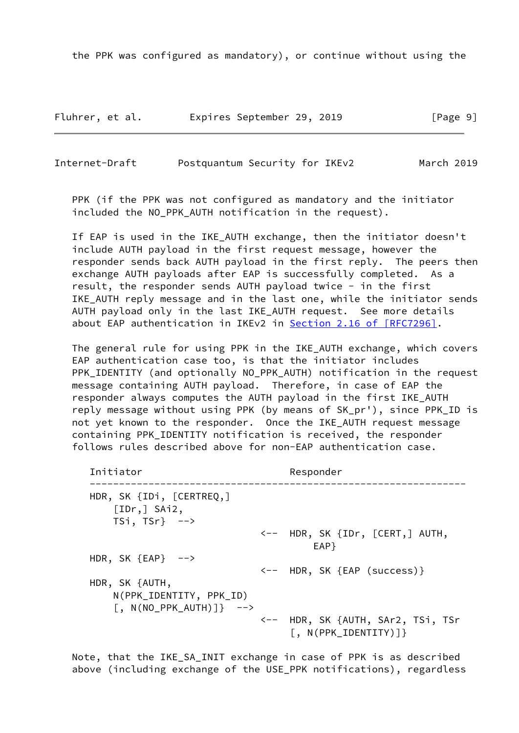the PPK was configured as mandatory), or continue without using the PPK (if the PPK was not configured as mandatory and the initiator included the NO_PPK_AUTH notification in the request).

If EAP is used in the IKE_AUTH exchange, then the initiator doesn't include AUTH payload in the first request message, however the responder sends back AUTH payload in the first reply. The peers then exchange AUTH payloads after EAP is successfully completed. As a result, the responder sends AUTH payload twice - in the first IKE_AUTH reply message and in the last one, while the initiator sends AUTH payload only in the last IKE_AUTH request. See more details about EAP authentication in IKEv2 in Section 2.16 of [RFC7296].

The general rule for using PPK in the IKE_AUTH exchange, which covers EAP authentication case too, is that the initiator includes PPK_IDENTITY (and optionally NO_PPK_AUTH) notification in the request message containing AUTH payload. Therefore, in case of EAP the responder always computes the AUTH payload in the first IKE_AUTH reply message without using PPK (by means of SK_pr'), since PPK_ID is not yet known to the responder. Once the IKE_AUTH request message containing PPK_IDENTITY notification is received, the responder follows rules described above for non-EAP authentication case.

```
Initiator                              Responder
------------------------------------------------------------------
HDR, SK {IDi, [CERTREQ,]
    [IDr,] SAi2,
    TSi, TSr}  -->
                                 <--  HDR, SK {IDr, [CERT,] AUTH,
                                          EAP}
HDR, SK {EAP}  -->
                                 <--  HDR, SK {EAP (success)}
HDR, SK {AUTH,
    N(PPK_IDENTITY, PPK_ID)
    [, N(NO_PPK_AUTH)]}  -->
                                 <--  HDR, SK {AUTH, SAr2, TSi, TSr
                                      [, N(PPK_IDENTITY)]}
```

Note, that the IKE_SA_INIT exchange in case of PPK is as described above (including exchange of the USE_PPK notifications), regardless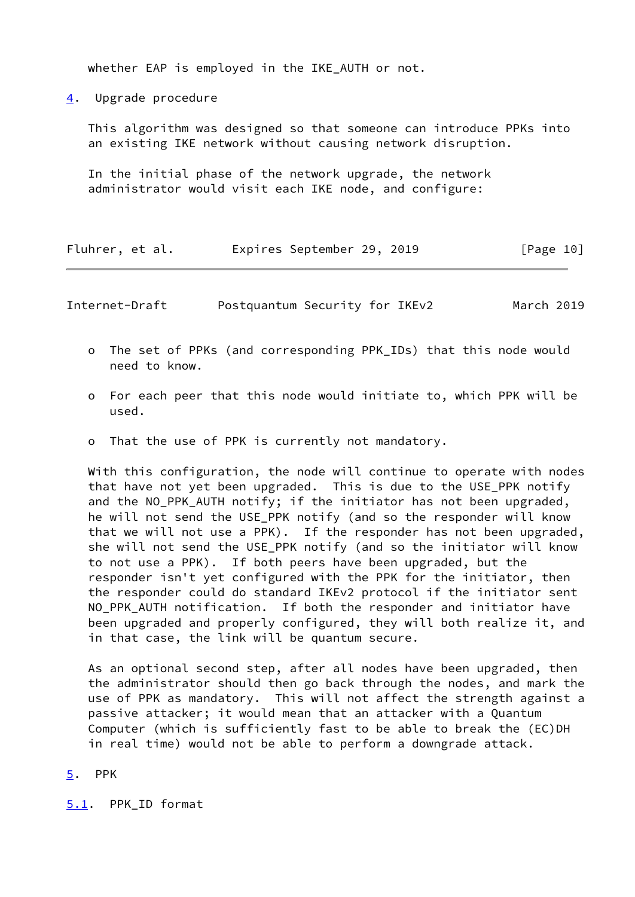whether EAP is employed in the IKE_AUTH or not.

## 4. Upgrade procedure

This algorithm was designed so that someone can introduce PPKs into an existing IKE network without causing network disruption.

In the initial phase of the network upgrade, the network administrator would visit each IKE node, and configure:

- The set of PPKs (and corresponding PPK_IDs) that this node would need to know.

- For each peer that this node would initiate to, which PPK will be used.

- That the use of PPK is currently not mandatory.

With this configuration, the node will continue to operate with nodes that have not yet been upgraded. This is due to the USE_PPK notify and the NO_PPK_AUTH notify; if the initiator has not been upgraded, he will not send the USE_PPK notify (and so the responder will know that we will not use a PPK). If the responder has not been upgraded, she will not send the USE_PPK notify (and so the initiator will know to not use a PPK). If both peers have been upgraded, but the responder isn't yet configured with the PPK for the initiator, then the responder could do standard IKEv2 protocol if the initiator sent NO_PPK_AUTH notification. If both the responder and initiator have been upgraded and properly configured, they will both realize it, and in that case, the link will be quantum secure.

As an optional second step, after all nodes have been upgraded, then the administrator should then go back through the nodes, and mark the use of PPK as mandatory. This will not affect the strength against a passive attacker; it would mean that an attacker with a Quantum Computer (which is sufficiently fast to be able to break the (EC)DH in real time) would not be able to perform a downgrade attack.

## 5. PPK

### 5.1. PPK_ID format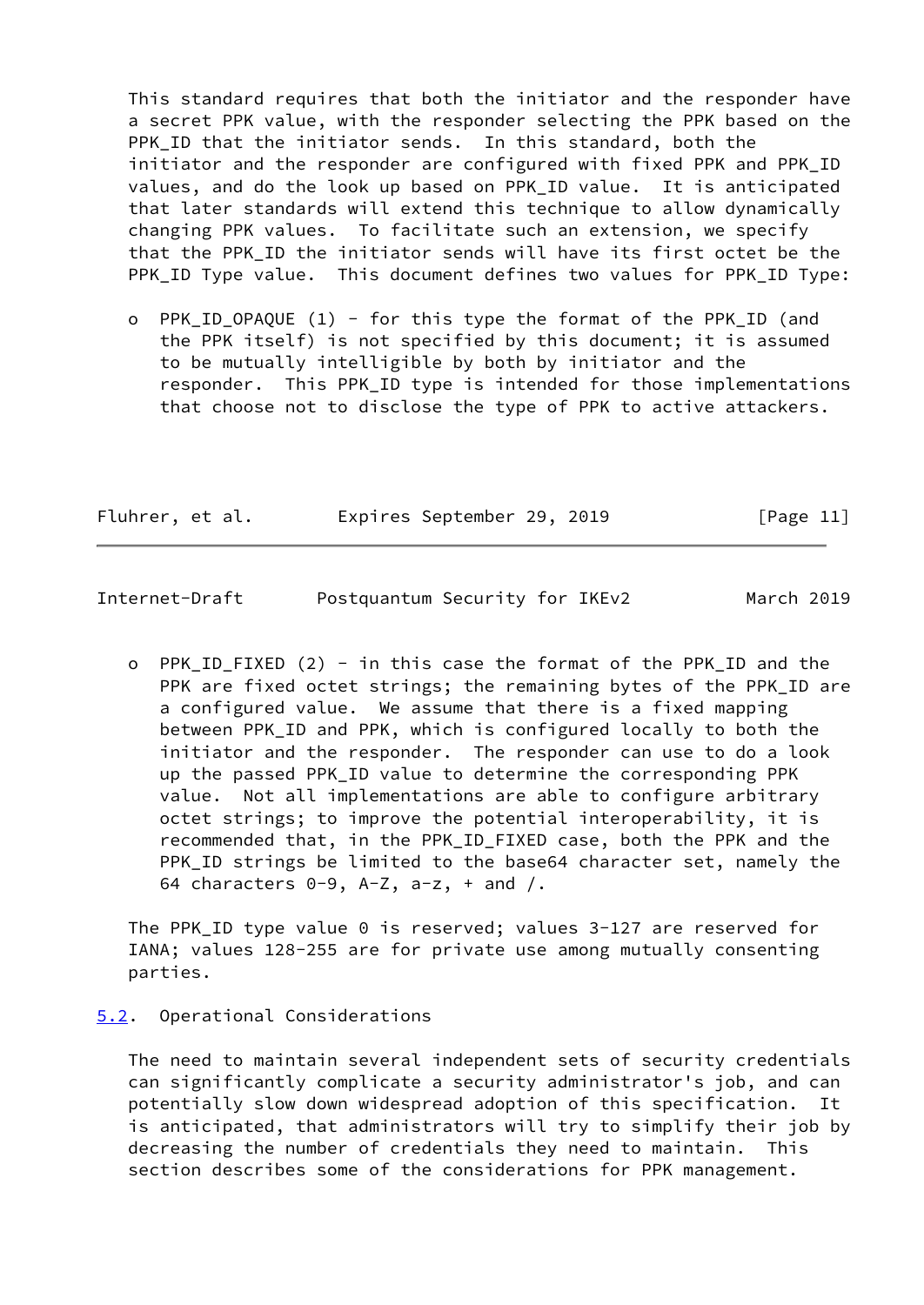This standard requires that both the initiator and the responder have a secret PPK value, with the responder selecting the PPK based on the PPK_ID that the initiator sends. In this standard, both the initiator and the responder are configured with fixed PPK and PPK_ID values, and do the look up based on PPK_ID value. It is anticipated that later standards will extend this technique to allow dynamically changing PPK values. To facilitate such an extension, we specify that the PPK_ID the initiator sends will have its first octet be the PPK_ID Type value. This document defines two values for PPK_ID Type:

- PPK_ID_OPAQUE (1) - for this type the format of the PPK_ID (and the PPK itself) is not specified by this document; it is assumed to be mutually intelligible by both by initiator and the responder. This PPK_ID type is intended for those implementations that choose not to disclose the type of PPK to active attackers.

- PPK_ID_FIXED (2) - in this case the format of the PPK_ID and the PPK are fixed octet strings; the remaining bytes of the PPK_ID are a configured value. We assume that there is a fixed mapping between PPK_ID and PPK, which is configured locally to both the initiator and the responder. The responder can use to do a look up the passed PPK_ID value to determine the corresponding PPK value. Not all implementations are able to configure arbitrary octet strings; to improve the potential interoperability, it is recommended that, in the PPK_ID_FIXED case, both the PPK and the PPK_ID strings be limited to the base64 character set, namely the 64 characters 0-9, A-Z, a-z, + and /.

The PPK_ID type value 0 is reserved; values 3-127 are reserved for IANA; values 128-255 are for private use among mutually consenting parties.

## 5.2. Operational Considerations

The need to maintain several independent sets of security credentials can significantly complicate a security administrator's job, and can potentially slow down widespread adoption of this specification. It is anticipated, that administrators will try to simplify their job by decreasing the number of credentials they need to maintain. This section describes some of the considerations for PPK management.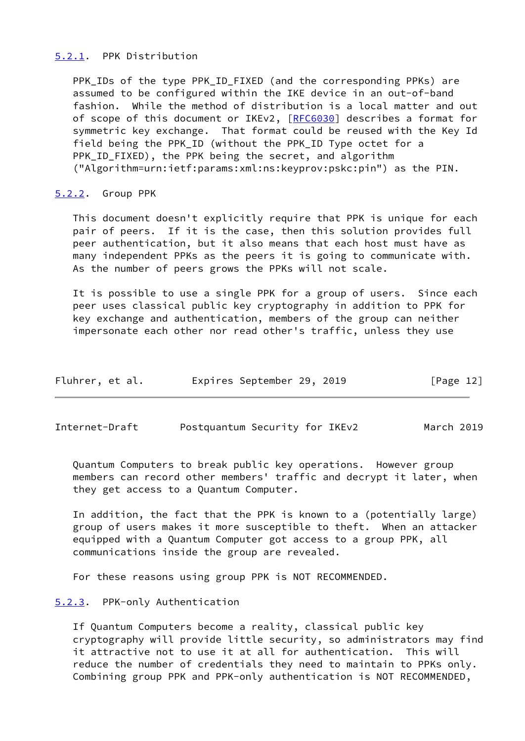### 5.2.1. PPK Distribution

PPK_IDs of the type PPK_ID_FIXED (and the corresponding PPKs) are assumed to be configured within the IKE device in an out-of-band fashion. While the method of distribution is a local matter and out of scope of this document or IKEv2, [RFC6030] describes a format for symmetric key exchange. That format could be reused with the Key Id field being the PPK_ID (without the PPK_ID Type octet for a PPK_ID_FIXED), the PPK being the secret, and algorithm ("Algorithm=urn:ietf:params:xml:ns:keyprov:pskc:pin") as the PIN.

### 5.2.2. Group PPK

This document doesn't explicitly require that PPK is unique for each pair of peers. If it is the case, then this solution provides full peer authentication, but it also means that each host must have as many independent PPKs as the peers it is going to communicate with. As the number of peers grows the PPKs will not scale.

It is possible to use a single PPK for a group of users. Since each peer uses classical public key cryptography in addition to PPK for key exchange and authentication, members of the group can neither impersonate each other nor read other's traffic, unless they use Quantum Computers to break public key operations. However group members can record other members' traffic and decrypt it later, when they get access to a Quantum Computer.

In addition, the fact that the PPK is known to a (potentially large) group of users makes it more susceptible to theft. When an attacker equipped with a Quantum Computer got access to a group PPK, all communications inside the group are revealed.

For these reasons using group PPK is NOT RECOMMENDED.

### 5.2.3. PPK-only Authentication

If Quantum Computers become a reality, classical public key cryptography will provide little security, so administrators may find it attractive not to use it at all for authentication. This will reduce the number of credentials they need to maintain to PPKs only. Combining group PPK and PPK-only authentication is NOT RECOMMENDED,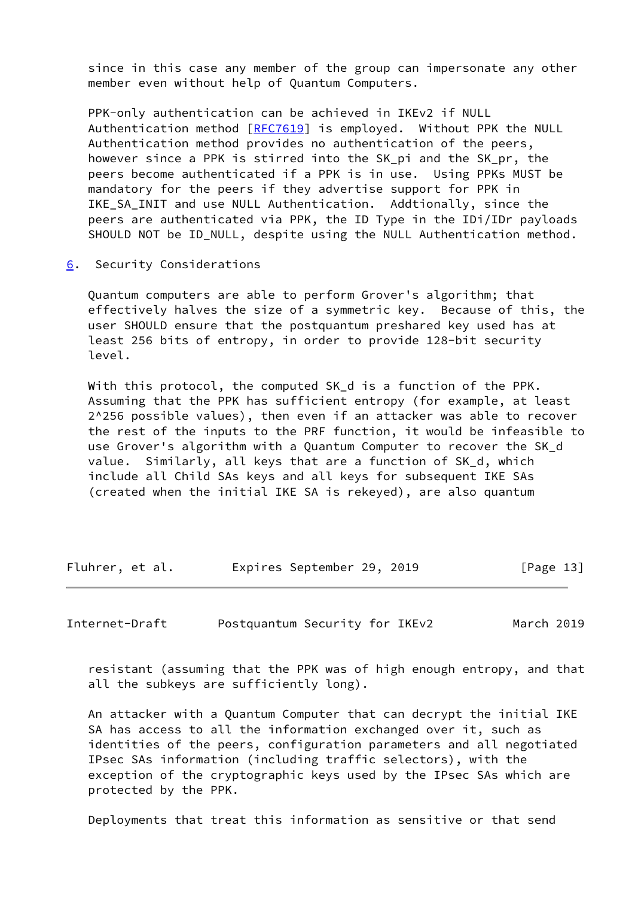since in this case any member of the group can impersonate any other member even without help of Quantum Computers.

PPK-only authentication can be achieved in IKEv2 if NULL Authentication method [RFC7619] is employed. Without PPK the NULL Authentication method provides no authentication of the peers, however since a PPK is stirred into the SK_pi and the SK_pr, the peers become authenticated if a PPK is in use. Using PPKs MUST be mandatory for the peers if they advertise support for PPK in IKE_SA_INIT and use NULL Authentication. Addtionally, since the peers are authenticated via PPK, the ID Type in the IDi/IDr payloads SHOULD NOT be ID_NULL, despite using the NULL Authentication method.

## 6. Security Considerations

Quantum computers are able to perform Grover's algorithm; that effectively halves the size of a symmetric key. Because of this, the user SHOULD ensure that the postquantum preshared key used has at least 256 bits of entropy, in order to provide 128-bit security level.

With this protocol, the computed SK_d is a function of the PPK. Assuming that the PPK has sufficient entropy (for example, at least $2^{256}$ possible values), then even if an attacker was able to recover the rest of the inputs to the PRF function, it would be infeasible to use Grover's algorithm with a Quantum Computer to recover the SK_d value. Similarly, all keys that are a function of SK_d, which include all Child SAs keys and all keys for subsequent IKE SAs (created when the initial IKE SA is rekeyed), are also quantum resistant (assuming that the PPK was of high enough entropy, and that all the subkeys are sufficiently long).

An attacker with a Quantum Computer that can decrypt the initial IKE SA has access to all the information exchanged over it, such as identities of the peers, configuration parameters and all negotiated IPsec SAs information (including traffic selectors), with the exception of the cryptographic keys used by the IPsec SAs which are protected by the PPK.

Deployments that treat this information as sensitive or that send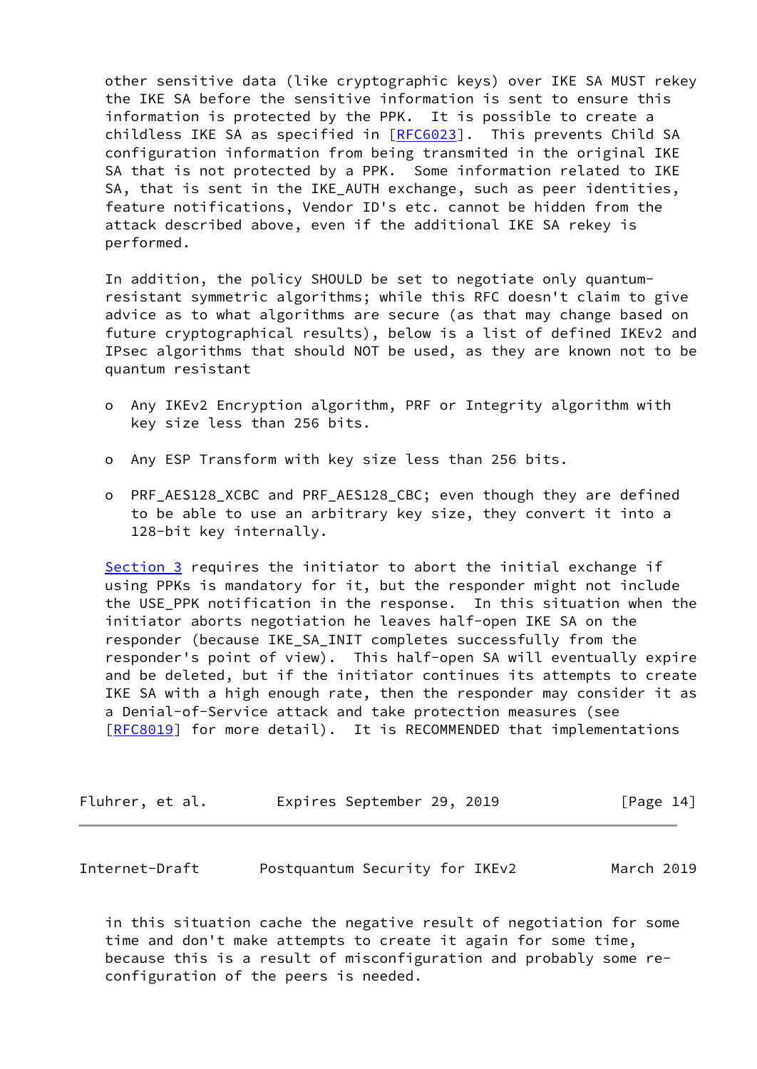other sensitive data (like cryptographic keys) over IKE SA MUST rekey the IKE SA before the sensitive information is sent to ensure this information is protected by the PPK. It is possible to create a childless IKE SA as specified in [RFC6023]. This prevents Child SA configuration information from being transmitted in the original IKE SA that is not protected by a PPK. Some information related to IKE SA, that is sent in the IKE_AUTH exchange, such as peer identities, feature notifications, Vendor ID's etc. cannot be hidden from the attack described above, even if the additional IKE SA rekey is performed.

In addition, the policy SHOULD be set to negotiate only quantum-resistant symmetric algorithms; while this RFC doesn't claim to give advice as to what algorithms are secure (as that may change based on future cryptographical results), below is a list of defined IKEv2 and IPsec algorithms that should NOT be used, as they are known not to be quantum resistant

- Any IKEv2 Encryption algorithm, PRF or Integrity algorithm with key size less than 256 bits.

- Any ESP Transform with key size less than 256 bits.

- PRF_AES128_XCBC and PRF_AES128_CBC; even though they are defined to be able to use an arbitrary key size, they convert it into a 128-bit key internally.

Section 3 requires the initiator to abort the initial exchange if using PPKs is mandatory for it, but the responder might not include the USE_PPK notification in the response. In this situation when the initiator aborts negotiation he leaves half-open IKE SA on the responder (because IKE_SA_INIT completes successfully from the responder's point of view). This half-open SA will eventually expire and be deleted, but if the initiator continues its attempts to create IKE SA with a high enough rate, then the responder may consider it as a Denial-of-Service attack and take protection measures (see [RFC8019] for more detail). It is RECOMMENDED that implementations in this situation cache the negative result of negotiation for some time and don't make attempts to create it again for some time, because this is a result of misconfiguration and probably some re-configuration of the peers is needed.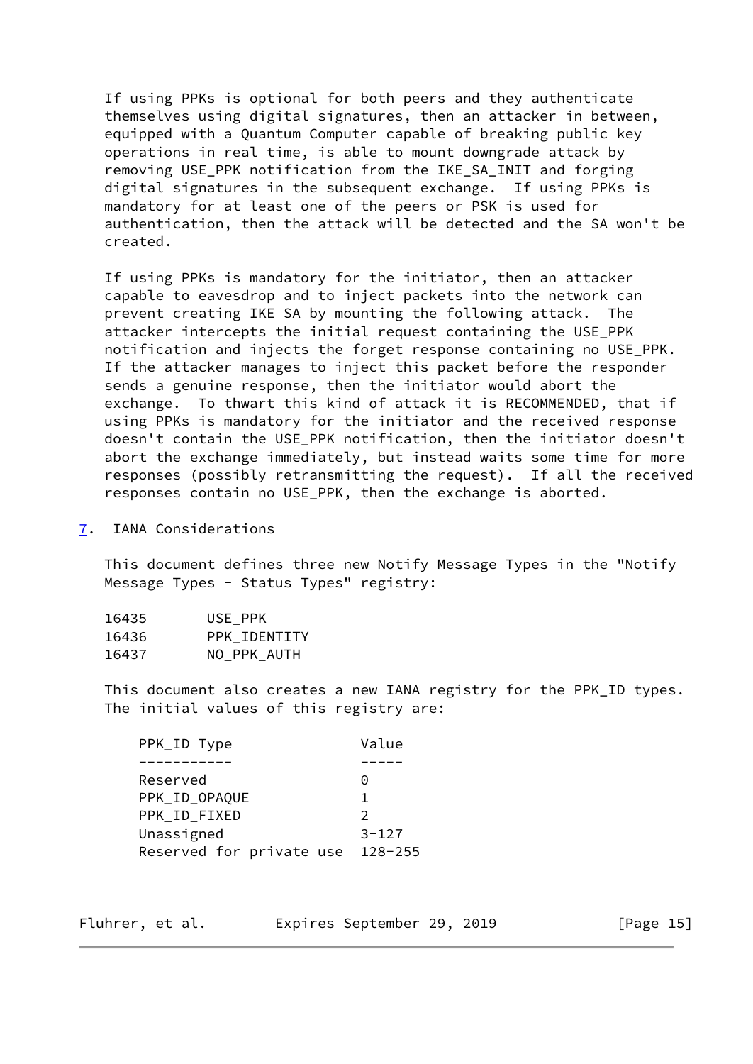If using PPKs is optional for both peers and they authenticate themselves using digital signatures, then an attacker in between, equipped with a Quantum Computer capable of breaking public key operations in real time, is able to mount downgrade attack by removing USE_PPK notification from the IKE_SA_INIT and forging digital signatures in the subsequent exchange. If using PPKs is mandatory for at least one of the peers or PSK is used for authentication, then the attack will be detected and the SA won't be created.

If using PPKs is mandatory for the initiator, then an attacker capable to eavesdrop and to inject packets into the network can prevent creating IKE SA by mounting the following attack. The attacker intercepts the initial request containing the USE_PPK notification and injects the forget response containing no USE_PPK. If the attacker manages to inject this packet before the responder sends a genuine response, then the initiator would abort the exchange. To thwart this kind of attack it is RECOMMENDED, that if using PPKs is mandatory for the initiator and the received response doesn't contain the USE_PPK notification, then the initiator doesn't abort the exchange immediately, but instead waits some time for more responses (possibly retransmitting the request). If all the received responses contain no USE_PPK, then the exchange is aborted.

## 7. IANA Considerations

This document defines three new Notify Message Types in the "Notify Message Types - Status Types" registry:

```
16435       USE_PPK
16436       PPK_IDENTITY
16437       NO_PPK_AUTH
```

This document also creates a new IANA registry for the PPK_ID types. The initial values of this registry are:

| PPK_ID Type | Value |
|---|---|
| Reserved | 0 |
| PPK_ID_OPAQUE | 1 |
| PPK_ID_FIXED | 2 |
| Unassigned | 3-127 |
| Reserved for private use | 128-255 |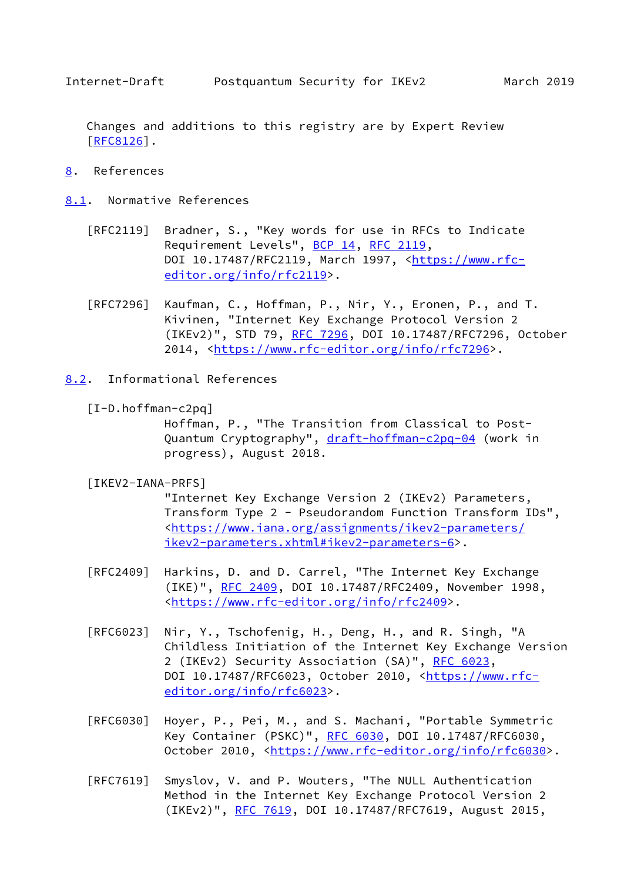Changes and additions to this registry are by Expert Review [RFC8126].

# 8. References

## 8.1. Normative References

[RFC2119] Bradner, S., "Key words for use in RFCs to Indicate Requirement Levels", BCP 14, RFC 2119, DOI 10.17487/RFC2119, March 1997, <https://www.rfc-editor.org/info/rfc2119>.

[RFC7296] Kaufman, C., Hoffman, P., Nir, Y., Eronen, P., and T. Kivinen, "Internet Key Exchange Protocol Version 2 (IKEv2)", STD 79, RFC 7296, DOI 10.17487/RFC7296, October 2014, <https://www.rfc-editor.org/info/rfc7296>.

## 8.2. Informational References

[I-D.hoffman-c2pq] Hoffman, P., "The Transition from Classical to Post-Quantum Cryptography", draft-hoffman-c2pq-04 (work in progress), August 2018.

[IKEV2-IANA-PRFS] "Internet Key Exchange Version 2 (IKEv2) Parameters, Transform Type 2 - Pseudorandom Function Transform IDs", <https://www.iana.org/assignments/ikev2-parameters/ikev2-parameters.xhtml#ikev2-parameters-6>.

[RFC2409] Harkins, D. and D. Carrel, "The Internet Key Exchange (IKE)", RFC 2409, DOI 10.17487/RFC2409, November 1998, <https://www.rfc-editor.org/info/rfc2409>.

[RFC6023] Nir, Y., Tschofenig, H., Deng, H., and R. Singh, "A Childless Initiation of the Internet Key Exchange Version 2 (IKEv2) Security Association (SA)", RFC 6023, DOI 10.17487/RFC6023, October 2010, <https://www.rfc-editor.org/info/rfc6023>.

[RFC6030] Hoyer, P., Pei, M., and S. Machani, "Portable Symmetric Key Container (PSKC)", RFC 6030, DOI 10.17487/RFC6030, October 2010, <https://www.rfc-editor.org/info/rfc6030>.

[RFC7619] Smyslov, V. and P. Wouters, "The NULL Authentication Method in the Internet Key Exchange Protocol Version 2 (IKEv2)", RFC 7619, DOI 10.17487/RFC7619, August 2015,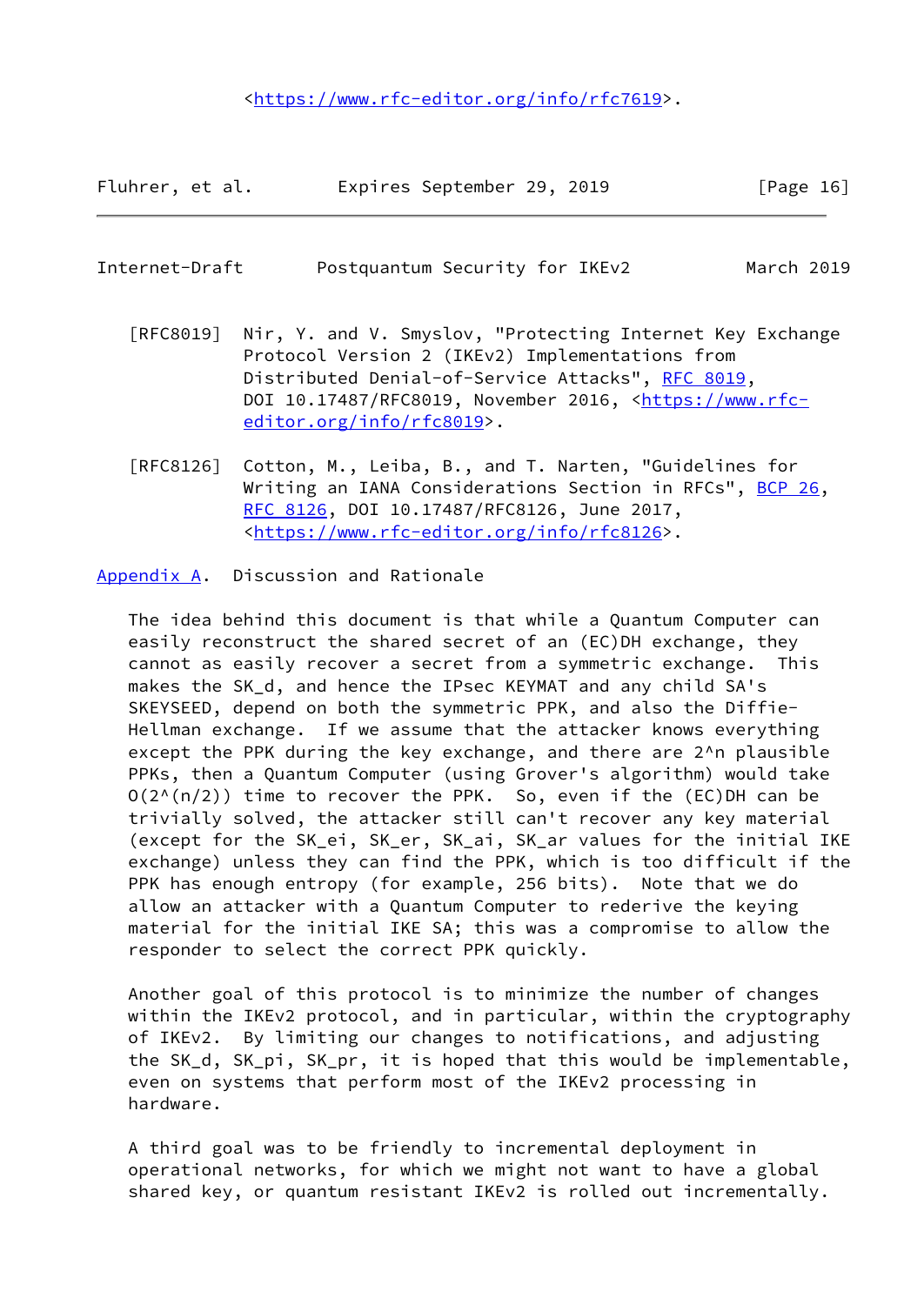<https://www.rfc-editor.org/info/rfc7619>.

[RFC8019] Nir, Y. and V. Smyslov, "Protecting Internet Key Exchange Protocol Version 2 (IKEv2) Implementations from Distributed Denial-of-Service Attacks", RFC 8019, DOI 10.17487/RFC8019, November 2016, <https://www.rfc-editor.org/info/rfc8019>.

[RFC8126] Cotton, M., Leiba, B., and T. Narten, "Guidelines for Writing an IANA Considerations Section in RFCs", BCP 26, RFC 8126, DOI 10.17487/RFC8126, June 2017, <https://www.rfc-editor.org/info/rfc8126>.

## Appendix A. Discussion and Rationale

The idea behind this document is that while a Quantum Computer can easily reconstruct the shared secret of an (EC)DH exchange, they cannot as easily recover a secret from a symmetric exchange. This makes the SK_d, and hence the IPsec KEYMAT and any child SA's SKEYSEED, depend on both the symmetric PPK, and also the Diffie-Hellman exchange. If we assume that the attacker knows everything except the PPK during the key exchange, and there are $2^n$ plausible PPKs, then a Quantum Computer (using Grover's algorithm) would take $O(2^{(n/2)})$ time to recover the PPK. So, even if the (EC)DH can be trivially solved, the attacker still can't recover any key material (except for the SK_ei, SK_er, SK_ai, SK_ar values for the initial IKE exchange) unless they can find the PPK, which is too difficult if the PPK has enough entropy (for example, 256 bits). Note that we do allow an attacker with a Quantum Computer to rederive the keying material for the initial IKE SA; this was a compromise to allow the responder to select the correct PPK quickly.

Another goal of this protocol is to minimize the number of changes within the IKEv2 protocol, and in particular, within the cryptography of IKEv2. By limiting our changes to notifications, and adjusting the SK_d, SK_pi, SK_pr, it is hoped that this would be implementable, even on systems that perform most of the IKEv2 processing in hardware.

A third goal was to be friendly to incremental deployment in operational networks, for which we might not want to have a global shared key, or quantum resistant IKEv2 is rolled out incrementally.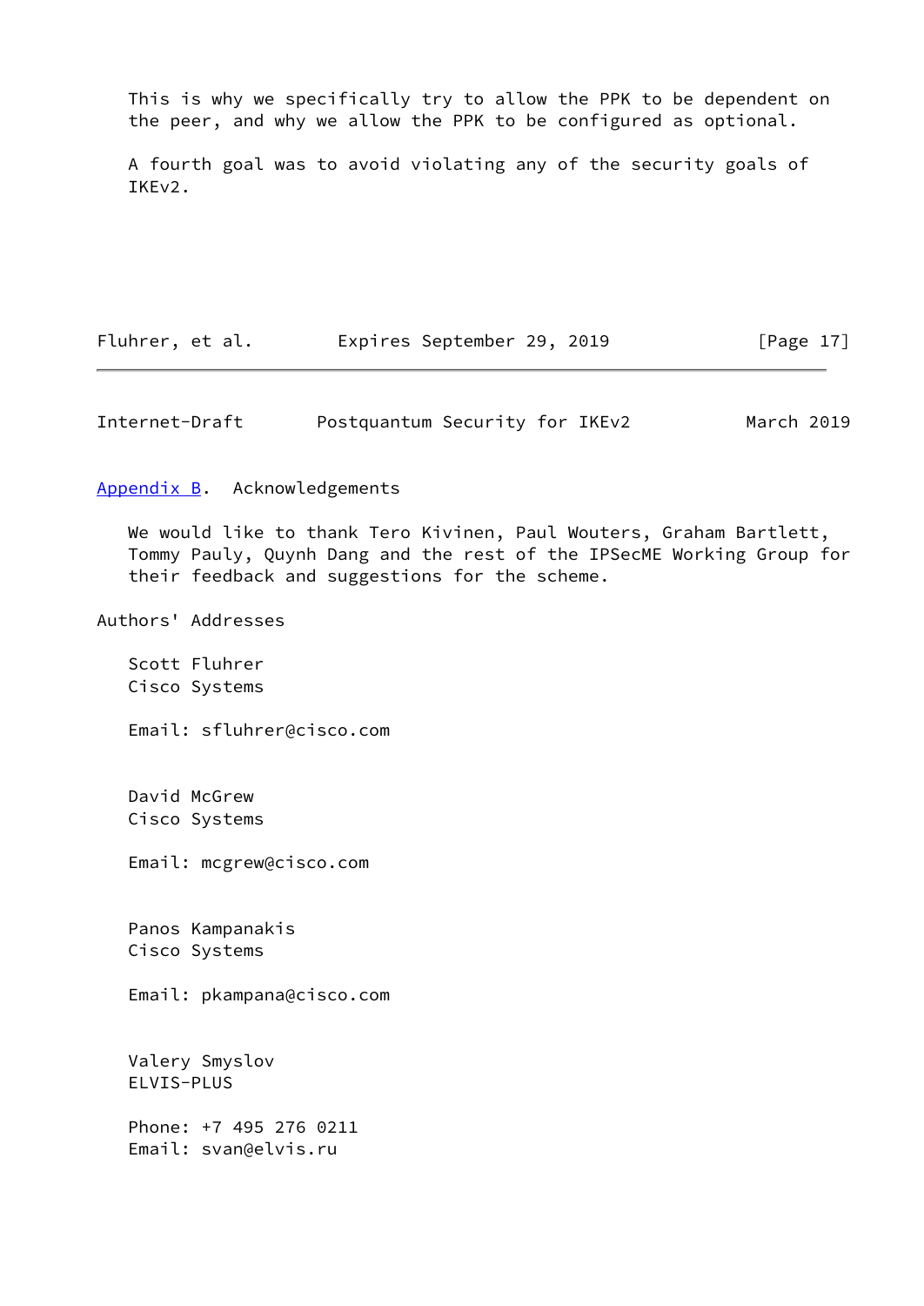This is why we specifically try to allow the PPK to be dependent on the peer, and why we allow the PPK to be configured as optional.

A fourth goal was to avoid violating any of the security goals of IKEv2.

## Appendix B. Acknowledgements

We would like to thank Tero Kivinen, Paul Wouters, Graham Bartlett, Tommy Pauly, Quynh Dang and the rest of the IPSecME Working Group for their feedback and suggestions for the scheme.

## Authors' Addresses

Scott Fluhrer
Cisco Systems

Email: sfluhrer@cisco.com

David McGrew
Cisco Systems

Email: mcgrew@cisco.com

Panos Kampanakis
Cisco Systems

Email: pkampana@cisco.com

Valery Smyslov
ELVIS-PLUS

Phone: +7 495 276 0211
Email: svan@elvis.ru